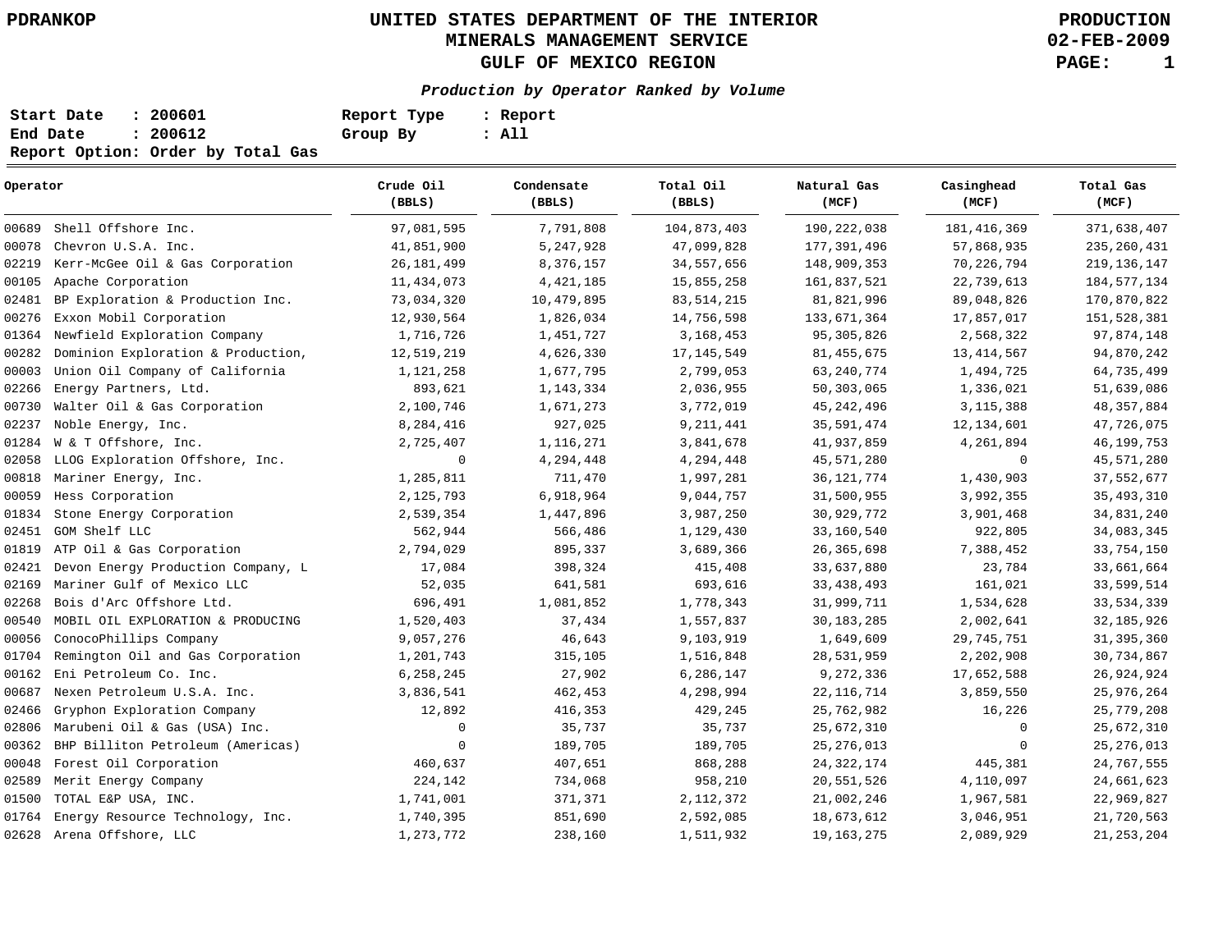PDRANKOP

# UNITED STATES DEPARTMENT OF THE INTERIOR
## MINERALS MANAGEMENT SERVICE
## GULF OF MEXICO REGION

PRODUCTION
02-FEB-2009

***Production by Operator Ranked by Volume***

**Start Date : 200601** &nbsp;&nbsp;&nbsp; **Report Type : Report**
**End Date : 200612** &nbsp;&nbsp;&nbsp; **Group By : All**
**Report Option: Order by Total Gas**

| Operator | Crude Oil (BBLS) | Condensate (BBLS) | Total Oil (BBLS) | Natural Gas (MCF) | Casinghead (MCF) | Total Gas (MCF) |
|---|---|---|---|---|---|---|
| 00689 Shell Offshore Inc. | 97,081,595 | 7,791,808 | 104,873,403 | 190,222,038 | 181,416,369 | 371,638,407 |
| 00078 Chevron U.S.A. Inc. | 41,851,900 | 5,247,928 | 47,099,828 | 177,391,496 | 57,868,935 | 235,260,431 |
| 02219 Kerr-McGee Oil & Gas Corporation | 26,181,499 | 8,376,157 | 34,557,656 | 148,909,353 | 70,226,794 | 219,136,147 |
| 00105 Apache Corporation | 11,434,073 | 4,421,185 | 15,855,258 | 161,837,521 | 22,739,613 | 184,577,134 |
| 02481 BP Exploration & Production Inc. | 73,034,320 | 10,479,895 | 83,514,215 | 81,821,996 | 89,048,826 | 170,870,822 |
| 00276 Exxon Mobil Corporation | 12,930,564 | 1,826,034 | 14,756,598 | 133,671,364 | 17,857,017 | 151,528,381 |
| 01364 Newfield Exploration Company | 1,716,726 | 1,451,727 | 3,168,453 | 95,305,826 | 2,568,322 | 97,874,148 |
| 00282 Dominion Exploration & Production, | 12,519,219 | 4,626,330 | 17,145,549 | 81,455,675 | 13,414,567 | 94,870,242 |
| 00003 Union Oil Company of California | 1,121,258 | 1,677,795 | 2,799,053 | 63,240,774 | 1,494,725 | 64,735,499 |
| 02266 Energy Partners, Ltd. | 893,621 | 1,143,334 | 2,036,955 | 50,303,065 | 1,336,021 | 51,639,086 |
| 00730 Walter Oil & Gas Corporation | 2,100,746 | 1,671,273 | 3,772,019 | 45,242,496 | 3,115,388 | 48,357,884 |
| 02237 Noble Energy, Inc. | 8,284,416 | 927,025 | 9,211,441 | 35,591,474 | 12,134,601 | 47,726,075 |
| 01284 W & T Offshore, Inc. | 2,725,407 | 1,116,271 | 3,841,678 | 41,937,859 | 4,261,894 | 46,199,753 |
| 02058 LLOG Exploration Offshore, Inc. | 0 | 4,294,448 | 4,294,448 | 45,571,280 | 0 | 45,571,280 |
| 00818 Mariner Energy, Inc. | 1,285,811 | 711,470 | 1,997,281 | 36,121,774 | 1,430,903 | 37,552,677 |
| 00059 Hess Corporation | 2,125,793 | 6,918,964 | 9,044,757 | 31,500,955 | 3,992,355 | 35,493,310 |
| 01834 Stone Energy Corporation | 2,539,354 | 1,447,896 | 3,987,250 | 30,929,772 | 3,901,468 | 34,831,240 |
| 02451 GOM Shelf LLC | 562,944 | 566,486 | 1,129,430 | 33,160,540 | 922,805 | 34,083,345 |
| 01819 ATP Oil & Gas Corporation | 2,794,029 | 895,337 | 3,689,366 | 26,365,698 | 7,388,452 | 33,754,150 |
| 02421 Devon Energy Production Company, L | 17,084 | 398,324 | 415,408 | 33,637,880 | 23,784 | 33,661,664 |
| 02169 Mariner Gulf of Mexico LLC | 52,035 | 641,581 | 693,616 | 33,438,493 | 161,021 | 33,599,514 |
| 02268 Bois d'Arc Offshore Ltd. | 696,491 | 1,081,852 | 1,778,343 | 31,999,711 | 1,534,628 | 33,534,339 |
| 00540 MOBIL OIL EXPLORATION & PRODUCING | 1,520,403 | 37,434 | 1,557,837 | 30,183,285 | 2,002,641 | 32,185,926 |
| 00056 ConocoPhillips Company | 9,057,276 | 46,643 | 9,103,919 | 1,649,609 | 29,745,751 | 31,395,360 |
| 01704 Remington Oil and Gas Corporation | 1,201,743 | 315,105 | 1,516,848 | 28,531,959 | 2,202,908 | 30,734,867 |
| 00162 Eni Petroleum Co. Inc. | 6,258,245 | 27,902 | 6,286,147 | 9,272,336 | 17,652,588 | 26,924,924 |
| 00687 Nexen Petroleum U.S.A. Inc. | 3,836,541 | 462,453 | 4,298,994 | 22,116,714 | 3,859,550 | 25,976,264 |
| 02466 Gryphon Exploration Company | 12,892 | 416,353 | 429,245 | 25,762,982 | 16,226 | 25,779,208 |
| 02806 Marubeni Oil & Gas (USA) Inc. | 0 | 35,737 | 35,737 | 25,672,310 | 0 | 25,672,310 |
| 00362 BHP Billiton Petroleum (Americas) | 0 | 189,705 | 189,705 | 25,276,013 | 0 | 25,276,013 |
| 00048 Forest Oil Corporation | 460,637 | 407,651 | 868,288 | 24,322,174 | 445,381 | 24,767,555 |
| 02589 Merit Energy Company | 224,142 | 734,068 | 958,210 | 20,551,526 | 4,110,097 | 24,661,623 |
| 01500 TOTAL E&P USA, INC. | 1,741,001 | 371,371 | 2,112,372 | 21,002,246 | 1,967,581 | 22,969,827 |
| 01764 Energy Resource Technology, Inc. | 1,740,395 | 851,690 | 2,592,085 | 18,673,612 | 3,046,951 | 21,720,563 |
| 02628 Arena Offshore, LLC | 1,273,772 | 238,160 | 1,511,932 | 19,163,275 | 2,089,929 | 21,253,204 |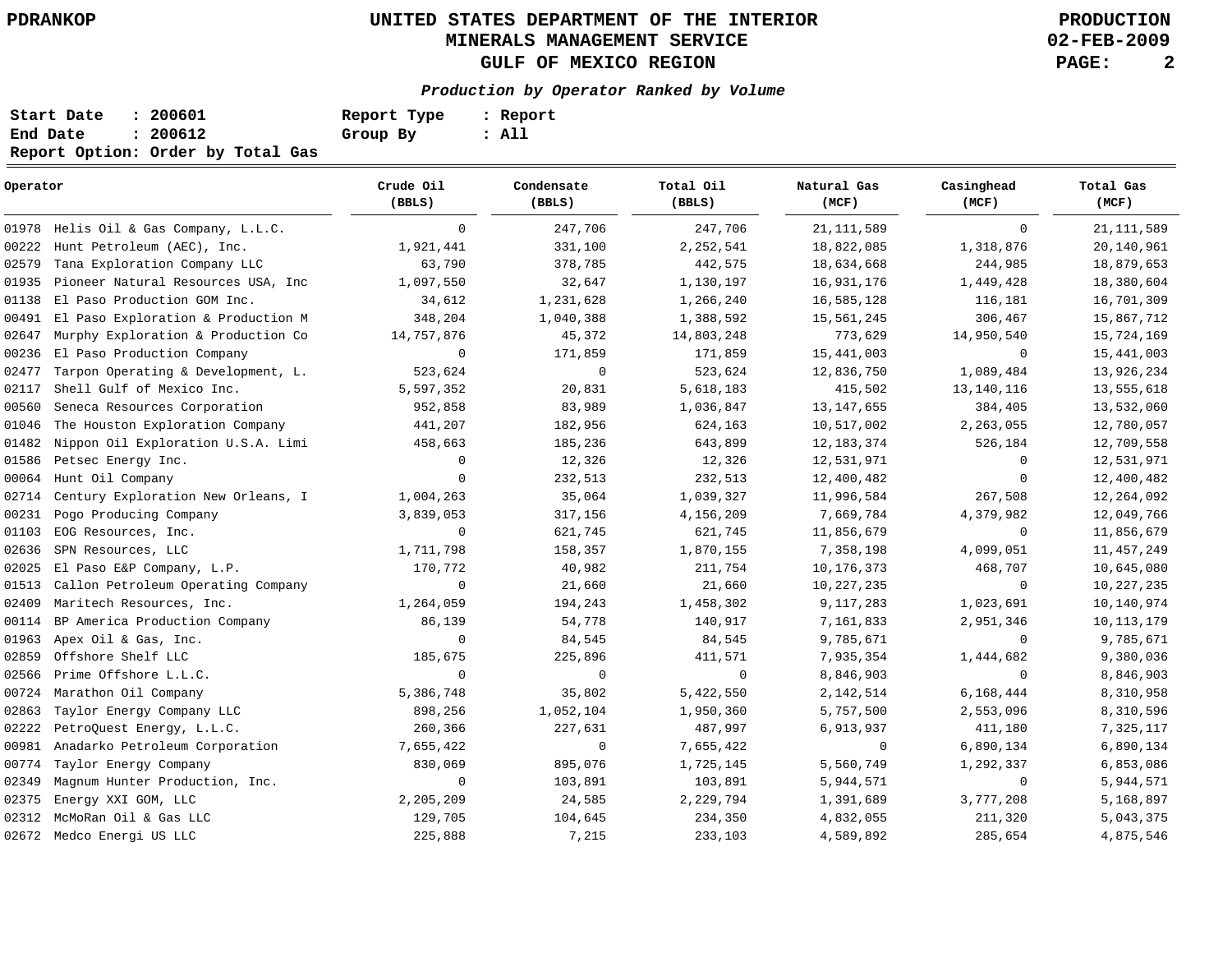# UNITED STATES DEPARTMENT OF THE INTERIOR
## MINERALS MANAGEMENT SERVICE
## GULF OF MEXICO REGION

PDRANKOP

PRODUCTION
02-FEB-2009

***Production by Operator Ranked by Volume***

**Start Date : 200601** **Report Type : Report**
**End Date : 200612** **Group By : All**
**Report Option: Order by Total Gas**

| Operator | Crude Oil (BBLS) | Condensate (BBLS) | Total Oil (BBLS) | Natural Gas (MCF) | Casinghead (MCF) | Total Gas (MCF) |
|---|---|---|---|---|---|---|
| 01978 Helis Oil & Gas Company, L.L.C. | 0 | 247,706 | 247,706 | 21,111,589 | 0 | 21,111,589 |
| 00222 Hunt Petroleum (AEC), Inc. | 1,921,441 | 331,100 | 2,252,541 | 18,822,085 | 1,318,876 | 20,140,961 |
| 02579 Tana Exploration Company LLC | 63,790 | 378,785 | 442,575 | 18,634,668 | 244,985 | 18,879,653 |
| 01935 Pioneer Natural Resources USA, Inc | 1,097,550 | 32,647 | 1,130,197 | 16,931,176 | 1,449,428 | 18,380,604 |
| 01138 El Paso Production GOM Inc. | 34,612 | 1,231,628 | 1,266,240 | 16,585,128 | 116,181 | 16,701,309 |
| 00491 El Paso Exploration & Production M | 348,204 | 1,040,388 | 1,388,592 | 15,561,245 | 306,467 | 15,867,712 |
| 02647 Murphy Exploration & Production Co | 14,757,876 | 45,372 | 14,803,248 | 773,629 | 14,950,540 | 15,724,169 |
| 00236 El Paso Production Company | 0 | 171,859 | 171,859 | 15,441,003 | 0 | 15,441,003 |
| 02477 Tarpon Operating & Development, L. | 523,624 | 0 | 523,624 | 12,836,750 | 1,089,484 | 13,926,234 |
| 02117 Shell Gulf of Mexico Inc. | 5,597,352 | 20,831 | 5,618,183 | 415,502 | 13,140,116 | 13,555,618 |
| 00560 Seneca Resources Corporation | 952,858 | 83,989 | 1,036,847 | 13,147,655 | 384,405 | 13,532,060 |
| 01046 The Houston Exploration Company | 441,207 | 182,956 | 624,163 | 10,517,002 | 2,263,055 | 12,780,057 |
| 01482 Nippon Oil Exploration U.S.A. Limi | 458,663 | 185,236 | 643,899 | 12,183,374 | 526,184 | 12,709,558 |
| 01586 Petsec Energy Inc. | 0 | 12,326 | 12,326 | 12,531,971 | 0 | 12,531,971 |
| 00064 Hunt Oil Company | 0 | 232,513 | 232,513 | 12,400,482 | 0 | 12,400,482 |
| 02714 Century Exploration New Orleans, I | 1,004,263 | 35,064 | 1,039,327 | 11,996,584 | 267,508 | 12,264,092 |
| 00231 Pogo Producing Company | 3,839,053 | 317,156 | 4,156,209 | 7,669,784 | 4,379,982 | 12,049,766 |
| 01103 EOG Resources, Inc. | 0 | 621,745 | 621,745 | 11,856,679 | 0 | 11,856,679 |
| 02636 SPN Resources, LLC | 1,711,798 | 158,357 | 1,870,155 | 7,358,198 | 4,099,051 | 11,457,249 |
| 02025 El Paso E&P Company, L.P. | 170,772 | 40,982 | 211,754 | 10,176,373 | 468,707 | 10,645,080 |
| 01513 Callon Petroleum Operating Company | 0 | 21,660 | 21,660 | 10,227,235 | 0 | 10,227,235 |
| 02409 Maritech Resources, Inc. | 1,264,059 | 194,243 | 1,458,302 | 9,117,283 | 1,023,691 | 10,140,974 |
| 00114 BP America Production Company | 86,139 | 54,778 | 140,917 | 7,161,833 | 2,951,346 | 10,113,179 |
| 01963 Apex Oil & Gas, Inc. | 0 | 84,545 | 84,545 | 9,785,671 | 0 | 9,785,671 |
| 02859 Offshore Shelf LLC | 185,675 | 225,896 | 411,571 | 7,935,354 | 1,444,682 | 9,380,036 |
| 02566 Prime Offshore L.L.C. | 0 | 0 | 0 | 8,846,903 | 0 | 8,846,903 |
| 00724 Marathon Oil Company | 5,386,748 | 35,802 | 5,422,550 | 2,142,514 | 6,168,444 | 8,310,958 |
| 02863 Taylor Energy Company LLC | 898,256 | 1,052,104 | 1,950,360 | 5,757,500 | 2,553,096 | 8,310,596 |
| 02222 PetroQuest Energy, L.L.C. | 260,366 | 227,631 | 487,997 | 6,913,937 | 411,180 | 7,325,117 |
| 00981 Anadarko Petroleum Corporation | 7,655,422 | 0 | 7,655,422 | 0 | 6,890,134 | 6,890,134 |
| 00774 Taylor Energy Company | 830,069 | 895,076 | 1,725,145 | 5,560,749 | 1,292,337 | 6,853,086 |
| 02349 Magnum Hunter Production, Inc. | 0 | 103,891 | 103,891 | 5,944,571 | 0 | 5,944,571 |
| 02375 Energy XXI GOM, LLC | 2,205,209 | 24,585 | 2,229,794 | 1,391,689 | 3,777,208 | 5,168,897 |
| 02312 McMoRan Oil & Gas LLC | 129,705 | 104,645 | 234,350 | 4,832,055 | 211,320 | 5,043,375 |
| 02672 Medco Energi US LLC | 225,888 | 7,215 | 233,103 | 4,589,892 | 285,654 | 4,875,546 |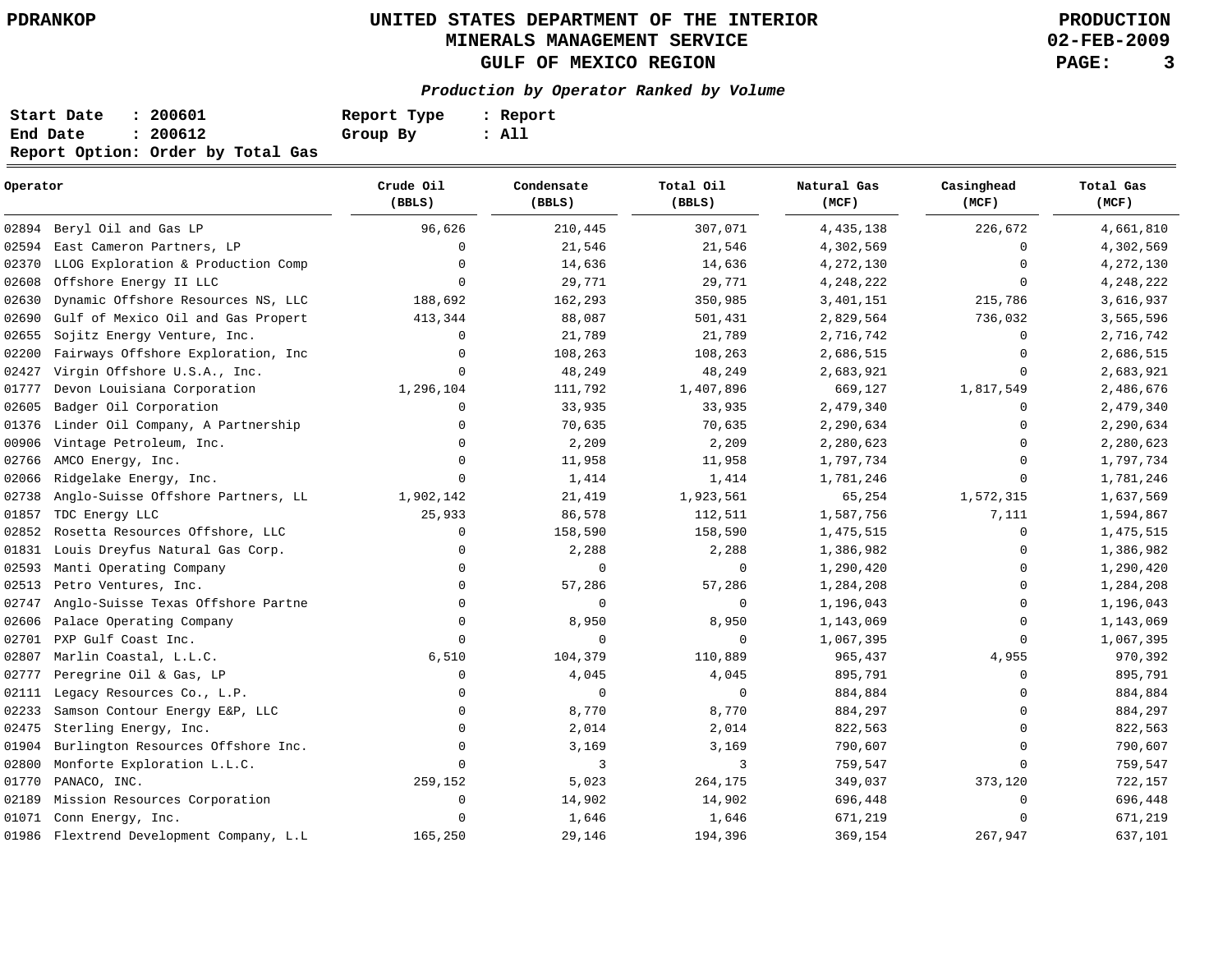PDRANKOP

# UNITED STATES DEPARTMENT OF THE INTERIOR
## MINERALS MANAGEMENT SERVICE
## GULF OF MEXICO REGION

PRODUCTION
02-FEB-2009

***Production by Operator Ranked by Volume***

**Start Date : 200601** **Report Type : Report**
**End Date : 200612** **Group By : All**
**Report Option: Order by Total Gas**

| Operator | Crude Oil (BBLS) | Condensate (BBLS) | Total Oil (BBLS) | Natural Gas (MCF) | Casinghead (MCF) | Total Gas (MCF) |
|---|---|---|---|---|---|---|
| 02894 Beryl Oil and Gas LP | 96,626 | 210,445 | 307,071 | 4,435,138 | 226,672 | 4,661,810 |
| 02594 East Cameron Partners, LP | 0 | 21,546 | 21,546 | 4,302,569 | 0 | 4,302,569 |
| 02370 LLOG Exploration & Production Comp | 0 | 14,636 | 14,636 | 4,272,130 | 0 | 4,272,130 |
| 02608 Offshore Energy II LLC | 0 | 29,771 | 29,771 | 4,248,222 | 0 | 4,248,222 |
| 02630 Dynamic Offshore Resources NS, LLC | 188,692 | 162,293 | 350,985 | 3,401,151 | 215,786 | 3,616,937 |
| 02690 Gulf of Mexico Oil and Gas Propert | 413,344 | 88,087 | 501,431 | 2,829,564 | 736,032 | 3,565,596 |
| 02655 Sojitz Energy Venture, Inc. | 0 | 21,789 | 21,789 | 2,716,742 | 0 | 2,716,742 |
| 02200 Fairways Offshore Exploration, Inc | 0 | 108,263 | 108,263 | 2,686,515 | 0 | 2,686,515 |
| 02427 Virgin Offshore U.S.A., Inc. | 0 | 48,249 | 48,249 | 2,683,921 | 0 | 2,683,921 |
| 01777 Devon Louisiana Corporation | 1,296,104 | 111,792 | 1,407,896 | 669,127 | 1,817,549 | 2,486,676 |
| 02605 Badger Oil Corporation | 0 | 33,935 | 33,935 | 2,479,340 | 0 | 2,479,340 |
| 01376 Linder Oil Company, A Partnership | 0 | 70,635 | 70,635 | 2,290,634 | 0 | 2,290,634 |
| 00906 Vintage Petroleum, Inc. | 0 | 2,209 | 2,209 | 2,280,623 | 0 | 2,280,623 |
| 02766 AMCO Energy, Inc. | 0 | 11,958 | 11,958 | 1,797,734 | 0 | 1,797,734 |
| 02066 Ridgelake Energy, Inc. | 0 | 1,414 | 1,414 | 1,781,246 | 0 | 1,781,246 |
| 02738 Anglo-Suisse Offshore Partners, LL | 1,902,142 | 21,419 | 1,923,561 | 65,254 | 1,572,315 | 1,637,569 |
| 01857 TDC Energy LLC | 25,933 | 86,578 | 112,511 | 1,587,756 | 7,111 | 1,594,867 |
| 02852 Rosetta Resources Offshore, LLC | 0 | 158,590 | 158,590 | 1,475,515 | 0 | 1,475,515 |
| 01831 Louis Dreyfus Natural Gas Corp. | 0 | 2,288 | 2,288 | 1,386,982 | 0 | 1,386,982 |
| 02593 Manti Operating Company | 0 | 0 | 0 | 1,290,420 | 0 | 1,290,420 |
| 02513 Petro Ventures, Inc. | 0 | 57,286 | 57,286 | 1,284,208 | 0 | 1,284,208 |
| 02747 Anglo-Suisse Texas Offshore Partne | 0 | 0 | 0 | 1,196,043 | 0 | 1,196,043 |
| 02606 Palace Operating Company | 0 | 8,950 | 8,950 | 1,143,069 | 0 | 1,143,069 |
| 02701 PXP Gulf Coast Inc. | 0 | 0 | 0 | 1,067,395 | 0 | 1,067,395 |
| 02807 Marlin Coastal, L.L.C. | 6,510 | 104,379 | 110,889 | 965,437 | 4,955 | 970,392 |
| 02777 Peregrine Oil & Gas, LP | 0 | 4,045 | 4,045 | 895,791 | 0 | 895,791 |
| 02111 Legacy Resources Co., L.P. | 0 | 0 | 0 | 884,884 | 0 | 884,884 |
| 02233 Samson Contour Energy E&P, LLC | 0 | 8,770 | 8,770 | 884,297 | 0 | 884,297 |
| 02475 Sterling Energy, Inc. | 0 | 2,014 | 2,014 | 822,563 | 0 | 822,563 |
| 01904 Burlington Resources Offshore Inc. | 0 | 3,169 | 3,169 | 790,607 | 0 | 790,607 |
| 02800 Monforte Exploration L.L.C. | 0 | 3 | 3 | 759,547 | 0 | 759,547 |
| 01770 PANACO, INC. | 259,152 | 5,023 | 264,175 | 349,037 | 373,120 | 722,157 |
| 02189 Mission Resources Corporation | 0 | 14,902 | 14,902 | 696,448 | 0 | 696,448 |
| 01071 Conn Energy, Inc. | 0 | 1,646 | 1,646 | 671,219 | 0 | 671,219 |
| 01986 Flextrend Development Company, L.L | 165,250 | 29,146 | 194,396 | 369,154 | 267,947 | 637,101 |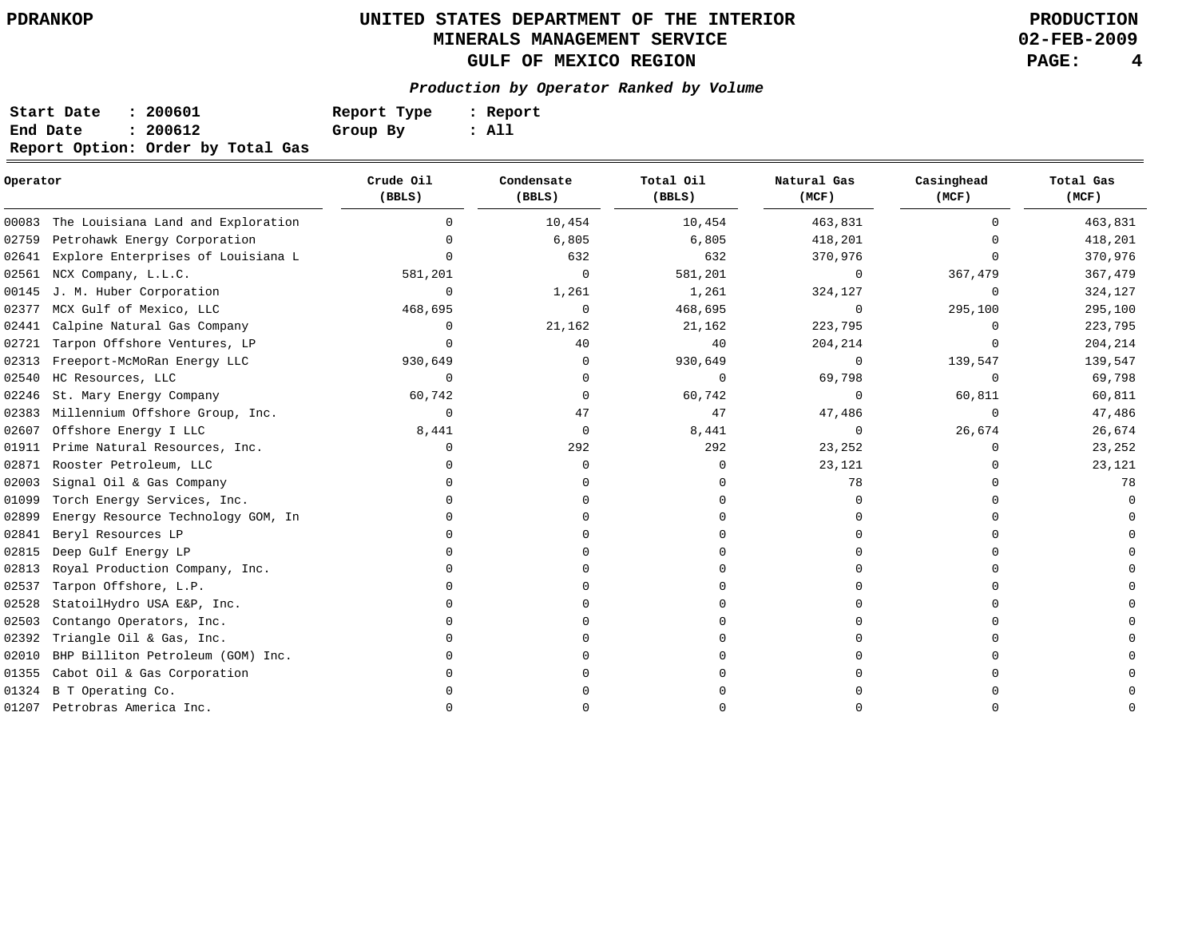PDRANKOP

# UNITED STATES DEPARTMENT OF THE INTERIOR
## MINERALS MANAGEMENT SERVICE
## GULF OF MEXICO REGION

PRODUCTION
02-FEB-2009

***Production by Operator Ranked by Volume***

**Start Date : 200601** **Report Type : Report**
**End Date : 200612** **Group By : All**
**Report Option: Order by Total Gas**

| Operator | Crude Oil (BBLS) | Condensate (BBLS) | Total Oil (BBLS) | Natural Gas (MCF) | Casinghead (MCF) | Total Gas (MCF) |
|---|---|---|---|---|---|---|
| 00083 The Louisiana Land and Exploration | 0 | 10,454 | 10,454 | 463,831 | 0 | 463,831 |
| 02759 Petrohawk Energy Corporation | 0 | 6,805 | 6,805 | 418,201 | 0 | 418,201 |
| 02641 Explore Enterprises of Louisiana L | 0 | 632 | 632 | 370,976 | 0 | 370,976 |
| 02561 NCX Company, L.L.C. | 581,201 | 0 | 581,201 | 0 | 367,479 | 367,479 |
| 00145 J. M. Huber Corporation | 0 | 1,261 | 1,261 | 324,127 | 0 | 324,127 |
| 02377 MCX Gulf of Mexico, LLC | 468,695 | 0 | 468,695 | 0 | 295,100 | 295,100 |
| 02441 Calpine Natural Gas Company | 0 | 21,162 | 21,162 | 223,795 | 0 | 223,795 |
| 02721 Tarpon Offshore Ventures, LP | 0 | 40 | 40 | 204,214 | 0 | 204,214 |
| 02313 Freeport-McMoRan Energy LLC | 930,649 | 0 | 930,649 | 0 | 139,547 | 139,547 |
| 02540 HC Resources, LLC | 0 | 0 | 0 | 69,798 | 0 | 69,798 |
| 02246 St. Mary Energy Company | 60,742 | 0 | 60,742 | 0 | 60,811 | 60,811 |
| 02383 Millennium Offshore Group, Inc. | 0 | 47 | 47 | 47,486 | 0 | 47,486 |
| 02607 Offshore Energy I LLC | 8,441 | 0 | 8,441 | 0 | 26,674 | 26,674 |
| 01911 Prime Natural Resources, Inc. | 0 | 292 | 292 | 23,252 | 0 | 23,252 |
| 02871 Rooster Petroleum, LLC | 0 | 0 | 0 | 23,121 | 0 | 23,121 |
| 02003 Signal Oil & Gas Company | 0 | 0 | 0 | 78 | 0 | 78 |
| 01099 Torch Energy Services, Inc. | 0 | 0 | 0 | 0 | 0 | 0 |
| 02899 Energy Resource Technology GOM, In | 0 | 0 | 0 | 0 | 0 | 0 |
| 02841 Beryl Resources LP | 0 | 0 | 0 | 0 | 0 | 0 |
| 02815 Deep Gulf Energy LP | 0 | 0 | 0 | 0 | 0 | 0 |
| 02813 Royal Production Company, Inc. | 0 | 0 | 0 | 0 | 0 | 0 |
| 02537 Tarpon Offshore, L.P. | 0 | 0 | 0 | 0 | 0 | 0 |
| 02528 StatoilHydro USA E&P, Inc. | 0 | 0 | 0 | 0 | 0 | 0 |
| 02503 Contango Operators, Inc. | 0 | 0 | 0 | 0 | 0 | 0 |
| 02392 Triangle Oil & Gas, Inc. | 0 | 0 | 0 | 0 | 0 | 0 |
| 02010 BHP Billiton Petroleum (GOM) Inc. | 0 | 0 | 0 | 0 | 0 | 0 |
| 01355 Cabot Oil & Gas Corporation | 0 | 0 | 0 | 0 | 0 | 0 |
| 01324 B T Operating Co. | 0 | 0 | 0 | 0 | 0 | 0 |
| 01207 Petrobras America Inc. | 0 | 0 | 0 | 0 | 0 | 0 |